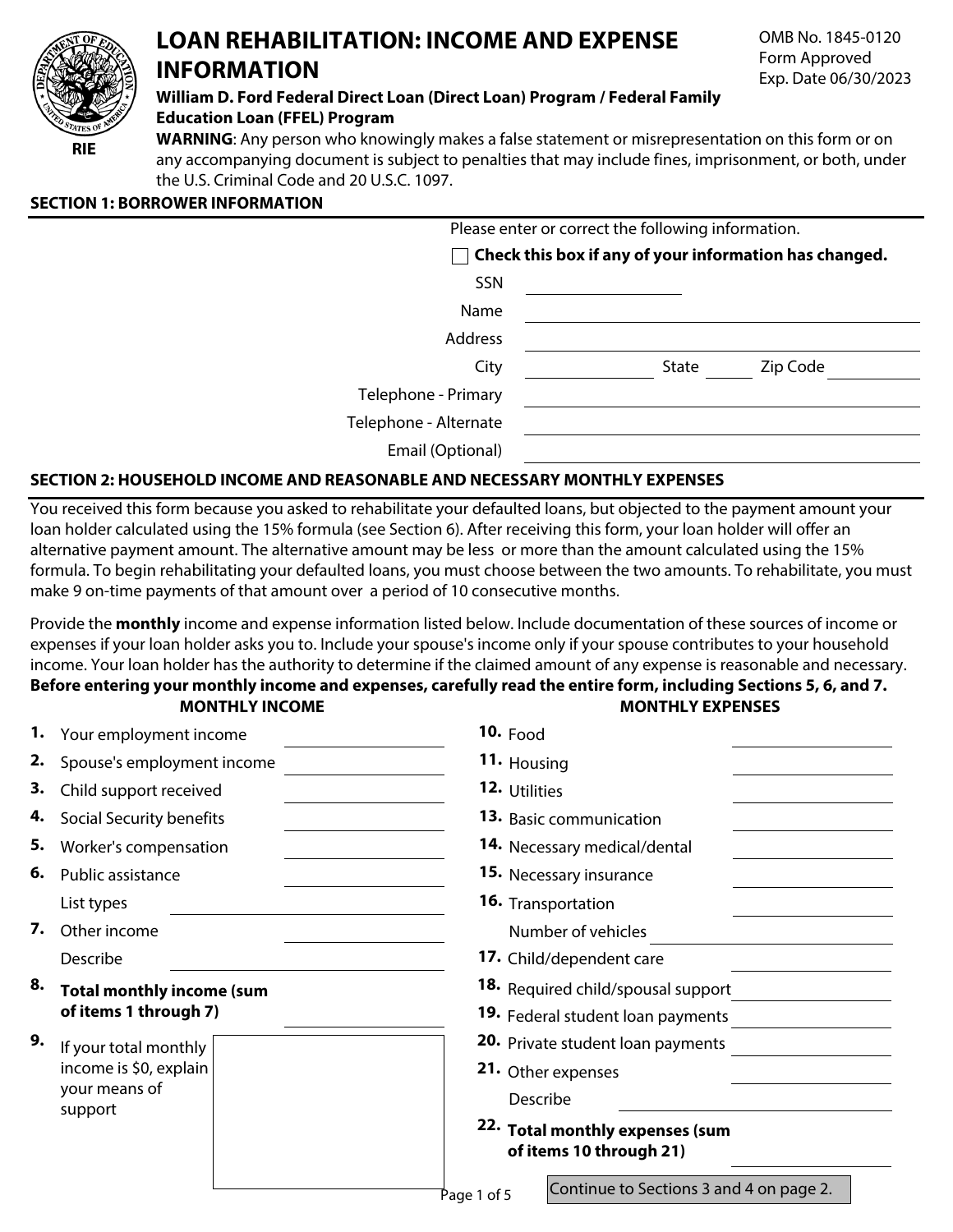# LOAN REHABILITATION: INCOME AND EXPENSE INFORMATION

RIE

OMB No. 1845-0120
Form Approved
Exp. Date 06/30/2023

**William D. Ford Federal Direct Loan (Direct Loan) Program / Federal Family Education Loan (FFEL) Program**

**WARNING**: Any person who knowingly makes a false statement or misrepresentation on this form or on any accompanying document is subject to penalties that may include fines, imprisonment, or both, under the U.S. Criminal Code and 20 U.S.C. 1097.

## SECTION 1: BORROWER INFORMATION

Please enter or correct the following information.

☐ **Check this box if any of your information has changed.**

SSN ______________

Name ______________

Address ______________

City ______________ State ______ Zip Code ______________

Telephone - Primary ______________

Telephone - Alternate ______________

Email (Optional) ______________

## SECTION 2: HOUSEHOLD INCOME AND REASONABLE AND NECESSARY MONTHLY EXPENSES

You received this form because you asked to rehabilitate your defaulted loans, but objected to the payment amount your loan holder calculated using the 15% formula (see Section 6). After receiving this form, your loan holder will offer an alternative payment amount. The alternative amount may be less or more than the amount calculated using the 15% formula. To begin rehabilitating your defaulted loans, you must choose between the two amounts. To rehabilitate, you must make 9 on-time payments of that amount over a period of 10 consecutive months.

Provide the **monthly** income and expense information listed below. Include documentation of these sources of income or expenses if your loan holder asks you to. Include your spouse's income only if your spouse contributes to your household income. Your loan holder has the authority to determine if the claimed amount of any expense is reasonable and necessary. **Before entering your monthly income and expenses, carefully read the entire form, including Sections 5, 6, and 7.**

### MONTHLY INCOME

1. Your employment income ______________
2. Spouse's employment income ______________
3. Child support received ______________
4. Social Security benefits ______________
5. Worker's compensation ______________
6. Public assistance ______________
   List types ______________
7. Other income ______________
   Describe ______________
8. **Total monthly income (sum of items 1 through 7)** ______________
9. If your total monthly income is $0, explain your means of support ______________

### MONTHLY EXPENSES

10. Food ______________
11. Housing ______________
12. Utilities ______________
13. Basic communication ______________
14. Necessary medical/dental ______________
15. Necessary insurance ______________
16. Transportation ______________
    Number of vehicles ______________
17. Child/dependent care ______________
18. Required child/spousal support ______________
19. Federal student loan payments ______________
20. Private student loan payments ______________
21. Other expenses ______________
    Describe ______________
22. **Total monthly expenses (sum of items 10 through 21)** ______________

Continue to Sections 3 and 4 on page 2.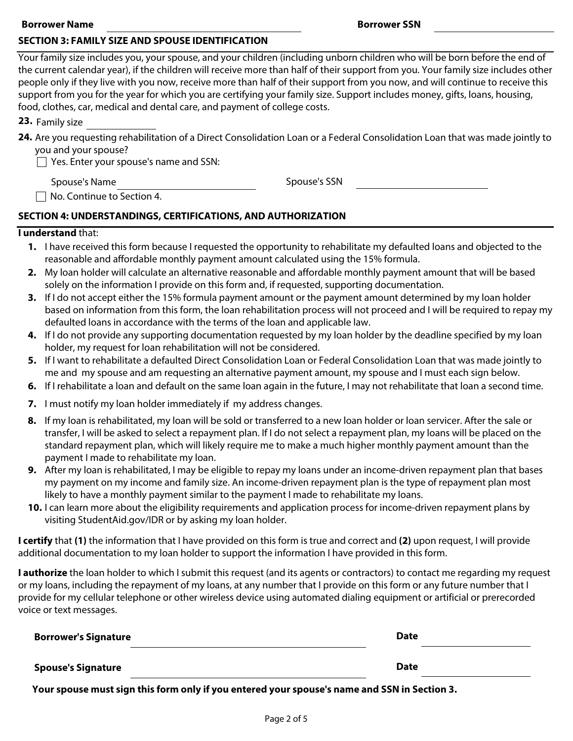**Borrower Name** \_\_\_\_\_\_\_\_\_\_\_\_\_\_\_\_\_\_\_\_ **Borrower SSN** \_\_\_\_\_\_\_\_\_\_\_\_\_\_\_\_\_\_\_\_

## SECTION 3: FAMILY SIZE AND SPOUSE IDENTIFICATION

Your family size includes you, your spouse, and your children (including unborn children who will be born before the end of the current calendar year), if the children will receive more than half of their support from you. Your family size includes other people only if they live with you now, receive more than half of their support from you now, and will continue to receive this support from you for the year for which you are certifying your family size. Support includes money, gifts, loans, housing, food, clothes, car, medical and dental care, and payment of college costs.

**23.** Family size \_\_\_\_\_\_\_\_\_\_

**24.** Are you requesting rehabilitation of a Direct Consolidation Loan or a Federal Consolidation Loan that was made jointly to you and your spouse?

☐ Yes. Enter your spouse's name and SSN:

Spouse's Name \_\_\_\_\_\_\_\_\_\_\_\_\_\_\_\_\_\_\_\_ Spouse's SSN \_\_\_\_\_\_\_\_\_\_\_\_\_\_\_\_\_\_\_\_

☐ No. Continue to Section 4.

## SECTION 4: UNDERSTANDINGS, CERTIFICATIONS, AND AUTHORIZATION

**I understand** that:

1. I have received this form because I requested the opportunity to rehabilitate my defaulted loans and objected to the reasonable and affordable monthly payment amount calculated using the 15% formula.
2. My loan holder will calculate an alternative reasonable and affordable monthly payment amount that will be based solely on the information I provide on this form and, if requested, supporting documentation.
3. If I do not accept either the 15% formula payment amount or the payment amount determined by my loan holder based on information from this form, the loan rehabilitation process will not proceed and I will be required to repay my defaulted loans in accordance with the terms of the loan and applicable law.
4. If I do not provide any supporting documentation requested by my loan holder by the deadline specified by my loan holder, my request for loan rehabilitation will not be considered.
5. If I want to rehabilitate a defaulted Direct Consolidation Loan or Federal Consolidation Loan that was made jointly to me and my spouse and am requesting an alternative payment amount, my spouse and I must each sign below.
6. If I rehabilitate a loan and default on the same loan again in the future, I may not rehabilitate that loan a second time.
7. I must notify my loan holder immediately if my address changes.
8. If my loan is rehabilitated, my loan will be sold or transferred to a new loan holder or loan servicer. After the sale or transfer, I will be asked to select a repayment plan. If I do not select a repayment plan, my loans will be placed on the standard repayment plan, which will likely require me to make a much higher monthly payment amount than the payment I made to rehabilitate my loan.
9. After my loan is rehabilitated, I may be eligible to repay my loans under an income-driven repayment plan that bases my payment on my income and family size. An income-driven repayment plan is the type of repayment plan most likely to have a monthly payment similar to the payment I made to rehabilitate my loans.
10. I can learn more about the eligibility requirements and application process for income-driven repayment plans by visiting StudentAid.gov/IDR or by asking my loan holder.

**I certify** that **(1)** the information that I have provided on this form is true and correct and **(2)** upon request, I will provide additional documentation to my loan holder to support the information I have provided in this form.

**I authorize** the loan holder to which I submit this request (and its agents or contractors) to contact me regarding my request or my loans, including the repayment of my loans, at any number that I provide on this form or any future number that I provide for my cellular telephone or other wireless device using automated dialing equipment or artificial or prerecorded voice or text messages.

**Borrower's Signature** \_\_\_\_\_\_\_\_\_\_\_\_\_\_\_\_\_\_\_\_ **Date** \_\_\_\_\_\_\_\_\_\_

**Spouse's Signature** \_\_\_\_\_\_\_\_\_\_\_\_\_\_\_\_\_\_\_\_ **Date** \_\_\_\_\_\_\_\_\_\_

**Your spouse must sign this form only if you entered your spouse's name and SSN in Section 3.**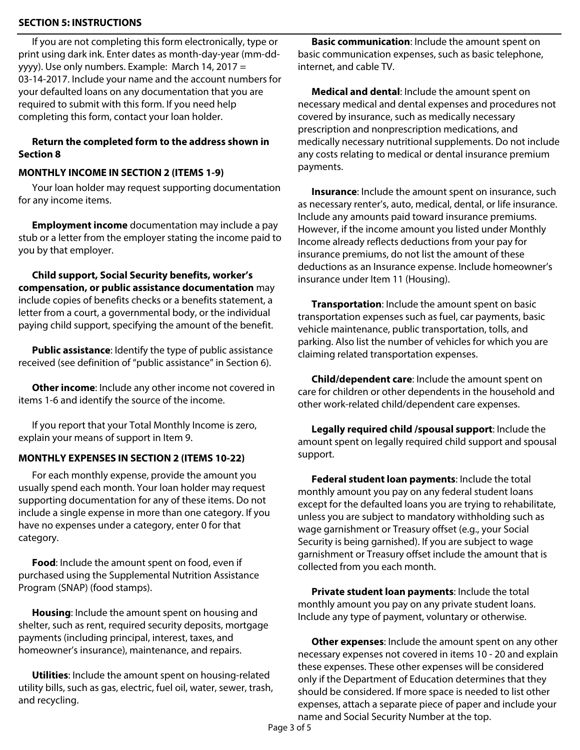## SECTION 5: INSTRUCTIONS

If you are not completing this form electronically, type or print using dark ink. Enter dates as month-day-year (mm-dd-yyyy). Use only numbers. Example: March 14, 2017 = 03-14-2017. Include your name and the account numbers for your defaulted loans on any documentation that you are required to submit with this form. If you need help completing this form, contact your loan holder.

**Return the completed form to the address shown in Section 8**

### MONTHLY INCOME IN SECTION 2 (ITEMS 1-9)

Your loan holder may request supporting documentation for any income items.

**Employment income** documentation may include a pay stub or a letter from the employer stating the income paid to you by that employer.

**Child support, Social Security benefits, worker's compensation, or public assistance documentation** may include copies of benefits checks or a benefits statement, a letter from a court, a governmental body, or the individual paying child support, specifying the amount of the benefit.

**Public assistance**: Identify the type of public assistance received (see definition of "public assistance" in Section 6).

**Other income**: Include any other income not covered in items 1-6 and identify the source of the income.

If you report that your Total Monthly Income is zero, explain your means of support in Item 9.

### MONTHLY EXPENSES IN SECTION 2 (ITEMS 10-22)

For each monthly expense, provide the amount you usually spend each month. Your loan holder may request supporting documentation for any of these items. Do not include a single expense in more than one category. If you have no expenses under a category, enter 0 for that category.

**Food**: Include the amount spent on food, even if purchased using the Supplemental Nutrition Assistance Program (SNAP) (food stamps).

**Housing**: Include the amount spent on housing and shelter, such as rent, required security deposits, mortgage payments (including principal, interest, taxes, and homeowner's insurance), maintenance, and repairs.

**Utilities**: Include the amount spent on housing-related utility bills, such as gas, electric, fuel oil, water, sewer, trash, and recycling.

**Basic communication**: Include the amount spent on basic communication expenses, such as basic telephone, internet, and cable TV.

**Medical and dental**: Include the amount spent on necessary medical and dental expenses and procedures not covered by insurance, such as medically necessary prescription and nonprescription medications, and medically necessary nutritional supplements. Do not include any costs relating to medical or dental insurance premium payments.

**Insurance**: Include the amount spent on insurance, such as necessary renter's, auto, medical, dental, or life insurance. Include any amounts paid toward insurance premiums. However, if the income amount you listed under Monthly Income already reflects deductions from your pay for insurance premiums, do not list the amount of these deductions as an Insurance expense. Include homeowner's insurance under Item 11 (Housing).

**Transportation**: Include the amount spent on basic transportation expenses such as fuel, car payments, basic vehicle maintenance, public transportation, tolls, and parking. Also list the number of vehicles for which you are claiming related transportation expenses.

**Child/dependent care**: Include the amount spent on care for children or other dependents in the household and other work-related child/dependent care expenses.

**Legally required child /spousal support**: Include the amount spent on legally required child support and spousal support.

**Federal student loan payments**: Include the total monthly amount you pay on any federal student loans except for the defaulted loans you are trying to rehabilitate, unless you are subject to mandatory withholding such as wage garnishment or Treasury offset (e.g., your Social Security is being garnished). If you are subject to wage garnishment or Treasury offset include the amount that is collected from you each month.

**Private student loan payments**: Include the total monthly amount you pay on any private student loans. Include any type of payment, voluntary or otherwise.

**Other expenses**: Include the amount spent on any other necessary expenses not covered in items 10 - 20 and explain these expenses. These other expenses will be considered only if the Department of Education determines that they should be considered. If more space is needed to list other expenses, attach a separate piece of paper and include your name and Social Security Number at the top.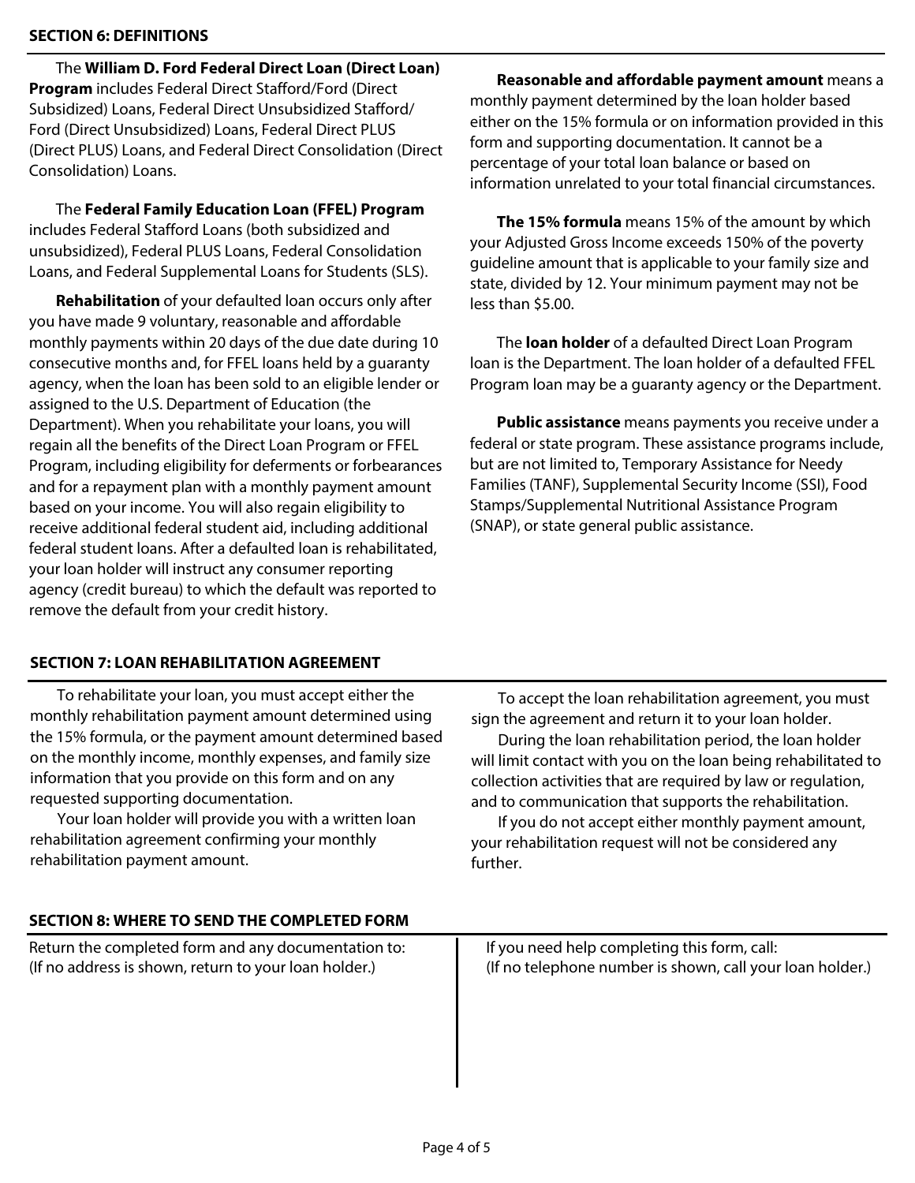## SECTION 6: DEFINITIONS

The **William D. Ford Federal Direct Loan (Direct Loan) Program** includes Federal Direct Stafford/Ford (Direct Subsidized) Loans, Federal Direct Unsubsidized Stafford/Ford (Direct Unsubsidized) Loans, Federal Direct PLUS (Direct PLUS) Loans, and Federal Direct Consolidation (Direct Consolidation) Loans.

The **Federal Family Education Loan (FFEL) Program** includes Federal Stafford Loans (both subsidized and unsubsidized), Federal PLUS Loans, Federal Consolidation Loans, and Federal Supplemental Loans for Students (SLS).

**Rehabilitation** of your defaulted loan occurs only after you have made 9 voluntary, reasonable and affordable monthly payments within 20 days of the due date during 10 consecutive months and, for FFEL loans held by a guaranty agency, when the loan has been sold to an eligible lender or assigned to the U.S. Department of Education (the Department). When you rehabilitate your loans, you will regain all the benefits of the Direct Loan Program or FFEL Program, including eligibility for deferments or forbearances and for a repayment plan with a monthly payment amount based on your income. You will also regain eligibility to receive additional federal student aid, including additional federal student loans. After a defaulted loan is rehabilitated, your loan holder will instruct any consumer reporting agency (credit bureau) to which the default was reported to remove the default from your credit history.

**Reasonable and affordable payment amount** means a monthly payment determined by the loan holder based either on the 15% formula or on information provided in this form and supporting documentation. It cannot be a percentage of your total loan balance or based on information unrelated to your total financial circumstances.

**The 15% formula** means 15% of the amount by which your Adjusted Gross Income exceeds 150% of the poverty guideline amount that is applicable to your family size and state, divided by 12. Your minimum payment may not be less than $5.00.

The **loan holder** of a defaulted Direct Loan Program loan is the Department. The loan holder of a defaulted FFEL Program loan may be a guaranty agency or the Department.

**Public assistance** means payments you receive under a federal or state program. These assistance programs include, but are not limited to, Temporary Assistance for Needy Families (TANF), Supplemental Security Income (SSI), Food Stamps/Supplemental Nutritional Assistance Program (SNAP), or state general public assistance.

## SECTION 7: LOAN REHABILITATION AGREEMENT

To rehabilitate your loan, you must accept either the monthly rehabilitation payment amount determined using the 15% formula, or the payment amount determined based on the monthly income, monthly expenses, and family size information that you provide on this form and on any requested supporting documentation.

Your loan holder will provide you with a written loan rehabilitation agreement confirming your monthly rehabilitation payment amount.

To accept the loan rehabilitation agreement, you must sign the agreement and return it to your loan holder.

During the loan rehabilitation period, the loan holder will limit contact with you on the loan being rehabilitated to collection activities that are required by law or regulation, and to communication that supports the rehabilitation.

If you do not accept either monthly payment amount, your rehabilitation request will not be considered any further.

## SECTION 8: WHERE TO SEND THE COMPLETED FORM

Return the completed form and any documentation to:
(If no address is shown, return to your loan holder.)

If you need help completing this form, call:
(If no telephone number is shown, call your loan holder.)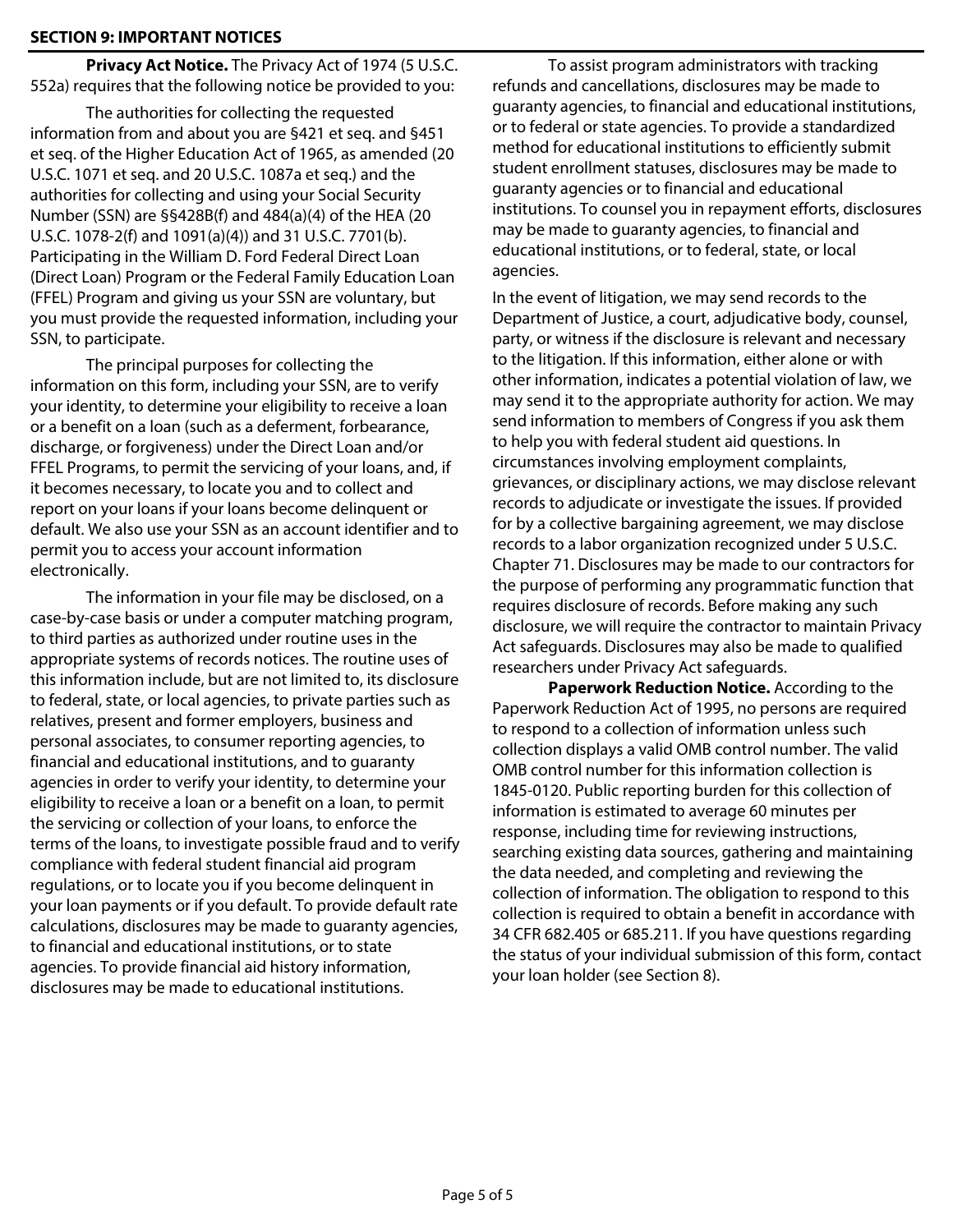## SECTION 9: IMPORTANT NOTICES

**Privacy Act Notice.** The Privacy Act of 1974 (5 U.S.C. 552a) requires that the following notice be provided to you:

The authorities for collecting the requested information from and about you are §421 et seq. and §451 et seq. of the Higher Education Act of 1965, as amended (20 U.S.C. 1071 et seq. and 20 U.S.C. 1087a et seq.) and the authorities for collecting and using your Social Security Number (SSN) are §§428B(f) and 484(a)(4) of the HEA (20 U.S.C. 1078-2(f) and 1091(a)(4)) and 31 U.S.C. 7701(b). Participating in the William D. Ford Federal Direct Loan (Direct Loan) Program or the Federal Family Education Loan (FFEL) Program and giving us your SSN are voluntary, but you must provide the requested information, including your SSN, to participate.

The principal purposes for collecting the information on this form, including your SSN, are to verify your identity, to determine your eligibility to receive a loan or a benefit on a loan (such as a deferment, forbearance, discharge, or forgiveness) under the Direct Loan and/or FFEL Programs, to permit the servicing of your loans, and, if it becomes necessary, to locate you and to collect and report on your loans if your loans become delinquent or default. We also use your SSN as an account identifier and to permit you to access your account information electronically.

The information in your file may be disclosed, on a case-by-case basis or under a computer matching program, to third parties as authorized under routine uses in the appropriate systems of records notices. The routine uses of this information include, but are not limited to, its disclosure to federal, state, or local agencies, to private parties such as relatives, present and former employers, business and personal associates, to consumer reporting agencies, to financial and educational institutions, and to guaranty agencies in order to verify your identity, to determine your eligibility to receive a loan or a benefit on a loan, to permit the servicing or collection of your loans, to enforce the terms of the loans, to investigate possible fraud and to verify compliance with federal student financial aid program regulations, or to locate you if you become delinquent in your loan payments or if you default. To provide default rate calculations, disclosures may be made to guaranty agencies, to financial and educational institutions, or to state agencies. To provide financial aid history information, disclosures may be made to educational institutions.

To assist program administrators with tracking refunds and cancellations, disclosures may be made to guaranty agencies, to financial and educational institutions, or to federal or state agencies. To provide a standardized method for educational institutions to efficiently submit student enrollment statuses, disclosures may be made to guaranty agencies or to financial and educational institutions. To counsel you in repayment efforts, disclosures may be made to guaranty agencies, to financial and educational institutions, or to federal, state, or local agencies.

In the event of litigation, we may send records to the Department of Justice, a court, adjudicative body, counsel, party, or witness if the disclosure is relevant and necessary to the litigation. If this information, either alone or with other information, indicates a potential violation of law, we may send it to the appropriate authority for action. We may send information to members of Congress if you ask them to help you with federal student aid questions. In circumstances involving employment complaints, grievances, or disciplinary actions, we may disclose relevant records to adjudicate or investigate the issues. If provided for by a collective bargaining agreement, we may disclose records to a labor organization recognized under 5 U.S.C. Chapter 71. Disclosures may be made to our contractors for the purpose of performing any programmatic function that requires disclosure of records. Before making any such disclosure, we will require the contractor to maintain Privacy Act safeguards. Disclosures may also be made to qualified researchers under Privacy Act safeguards.

**Paperwork Reduction Notice.** According to the Paperwork Reduction Act of 1995, no persons are required to respond to a collection of information unless such collection displays a valid OMB control number. The valid OMB control number for this information collection is 1845-0120. Public reporting burden for this collection of information is estimated to average 60 minutes per response, including time for reviewing instructions, searching existing data sources, gathering and maintaining the data needed, and completing and reviewing the collection of information. The obligation to respond to this collection is required to obtain a benefit in accordance with 34 CFR 682.405 or 685.211. If you have questions regarding the status of your individual submission of this form, contact your loan holder (see Section 8).